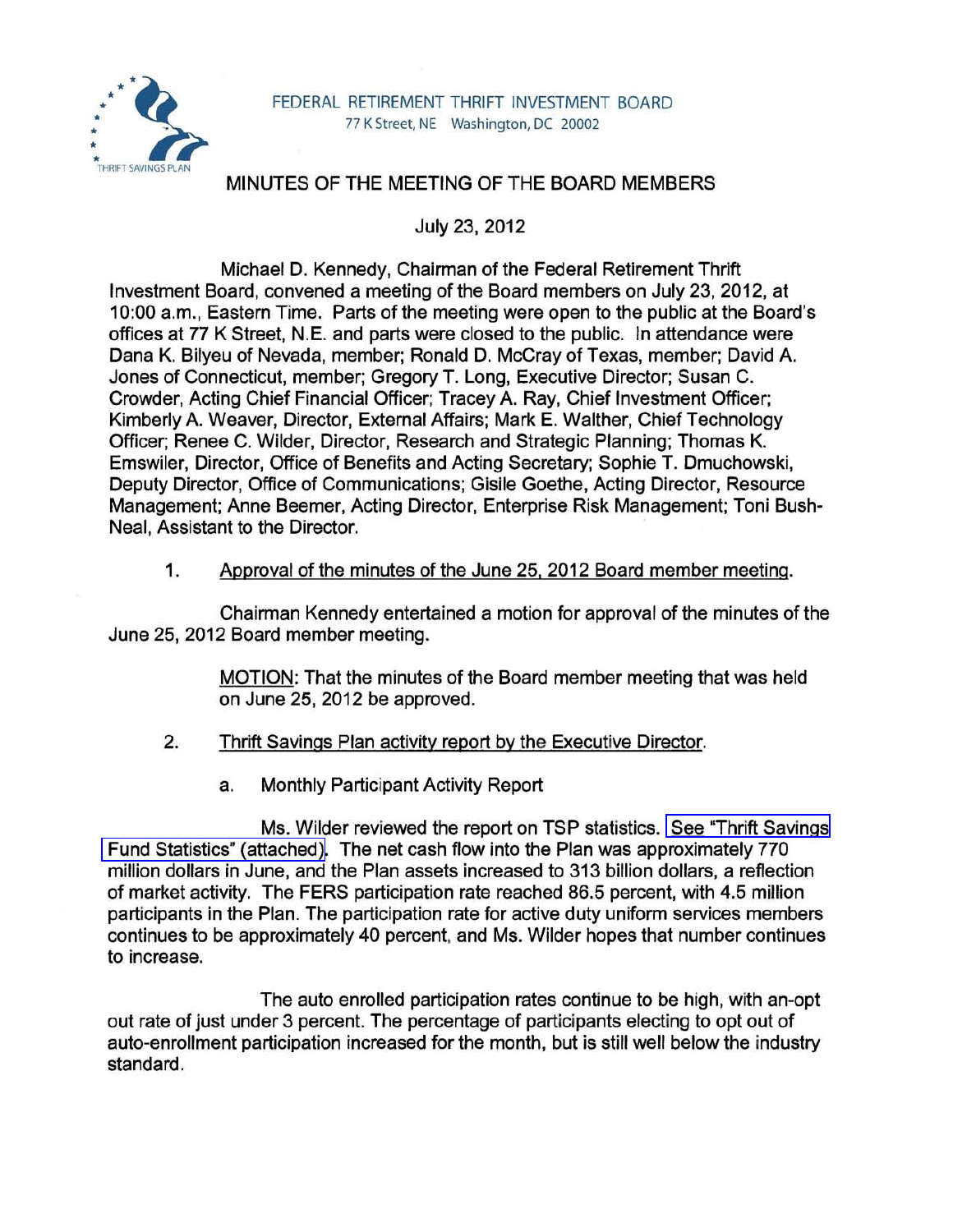FEDERAL RETIREMENT THRIFT INVESTMENT BOARD
77 K Street, NE Washington, DC 20002

# MINUTES OF THE MEETING OF THE BOARD MEMBERS

July 23, 2012

Michael D. Kennedy, Chairman of the Federal Retirement Thrift Investment Board, convened a meeting of the Board members on July 23, 2012, at 10:00 a.m., Eastern Time. Parts of the meeting were open to the public at the Board's offices at 77 K Street, N.E. and parts were closed to the public. In attendance were Dana K. Bilyeu of Nevada, member; Ronald D. McCray of Texas, member; David A. Jones of Connecticut, member; Gregory T. Long, Executive Director; Susan C. Crowder, Acting Chief Financial Officer; Tracey A. Ray, Chief Investment Officer; Kimberly A. Weaver, Director, External Affairs; Mark E. Walther, Chief Technology Officer; Renee C. Wilder, Director, Research and Strategic Planning; Thomas K. Emswiler, Director, Office of Benefits and Acting Secretary; Sophie T. Dmuchowski, Deputy Director, Office of Communications; Gisile Goethe, Acting Director, Resource Management; Anne Beemer, Acting Director, Enterprise Risk Management; Toni Bush-Neal, Assistant to the Director.

1. Approval of the minutes of the June 25, 2012 Board member meeting.

Chairman Kennedy entertained a motion for approval of the minutes of the June 25, 2012 Board member meeting.

> MOTION: That the minutes of the Board member meeting that was held on June 25, 2012 be approved.

2. Thrift Savings Plan activity report by the Executive Director.

   a. Monthly Participant Activity Report

Ms. Wilder reviewed the report on TSP statistics. See "Thrift Savings Fund Statistics" (attached). The net cash flow into the Plan was approximately 770 million dollars in June, and the Plan assets increased to 313 billion dollars, a reflection of market activity. The FERS participation rate reached 86.5 percent, with 4.5 million participants in the Plan. The participation rate for active duty uniform services members continues to be approximately 40 percent, and Ms. Wilder hopes that number continues to increase.

The auto enrolled participation rates continue to be high, with an-opt out rate of just under 3 percent. The percentage of participants electing to opt out of auto-enrollment participation increased for the month, but is still well below the industry standard.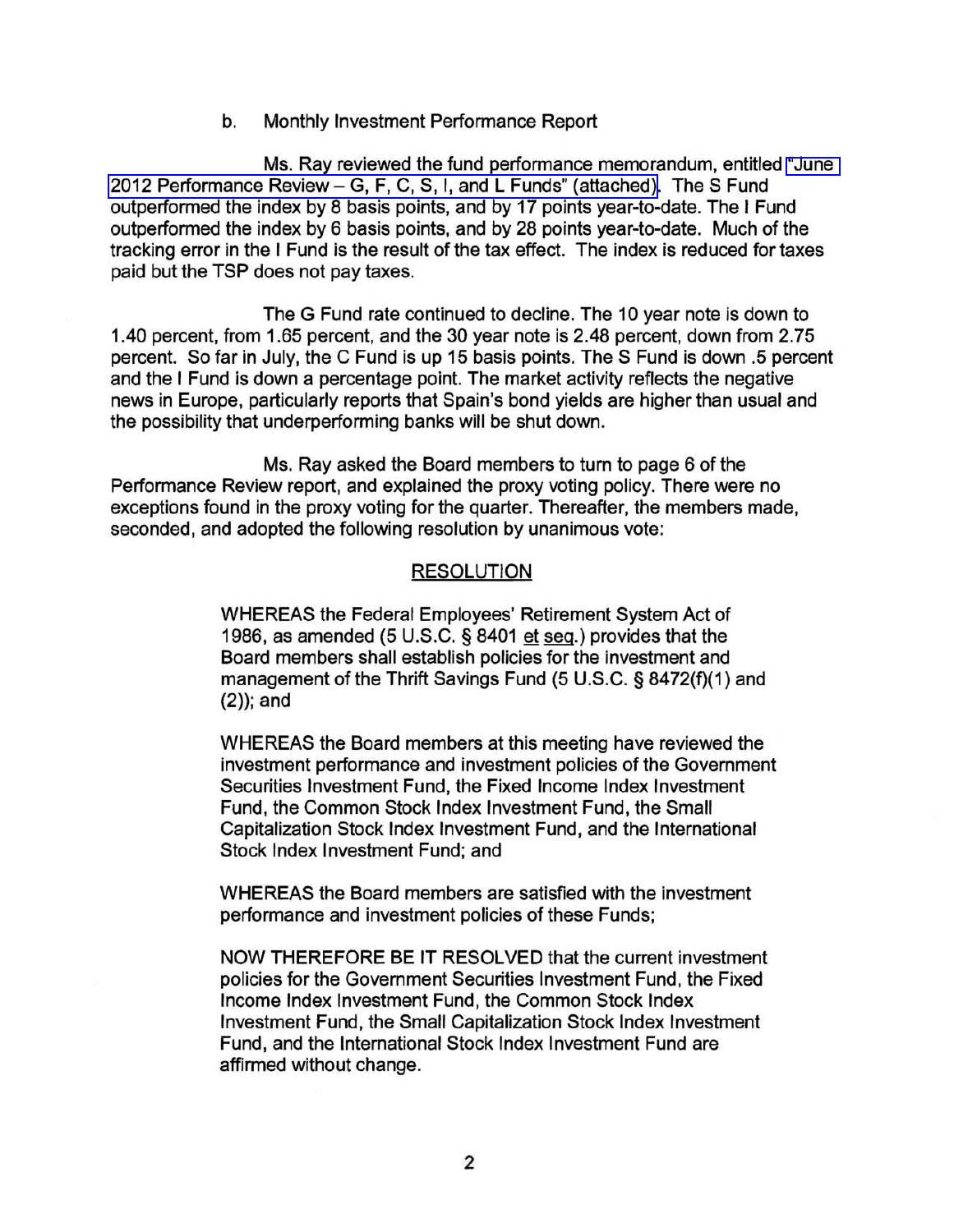b. Monthly Investment Performance Report

Ms. Ray reviewed the fund performance memorandum, entitled "June 2012 Performance Review – G, F, C, S, I, and L Funds" (attached). The S Fund outperformed the index by 8 basis points, and by 17 points year-to-date. The I Fund outperformed the index by 6 basis points, and by 28 points year-to-date. Much of the tracking error in the I Fund is the result of the tax effect. The index is reduced for taxes paid but the TSP does not pay taxes.

The G Fund rate continued to decline. The 10 year note is down to 1.40 percent, from 1.65 percent, and the 30 year note is 2.48 percent, down from 2.75 percent. So far in July, the C Fund is up 15 basis points. The S Fund is down .5 percent and the I Fund is down a percentage point. The market activity reflects the negative news in Europe, particularly reports that Spain's bond yields are higher than usual and the possibility that underperforming banks will be shut down.

Ms. Ray asked the Board members to turn to page 6 of the Performance Review report, and explained the proxy voting policy. There were no exceptions found in the proxy voting for the quarter. Thereafter, the members made, seconded, and adopted the following resolution by unanimous vote:

RESOLUTION

> WHEREAS the Federal Employees' Retirement System Act of 1986, as amended (5 U.S.C. § 8401 et seq.) provides that the Board members shall establish policies for the investment and management of the Thrift Savings Fund (5 U.S.C. § 8472(f)(1) and (2)); and
>
> WHEREAS the Board members at this meeting have reviewed the investment performance and investment policies of the Government Securities Investment Fund, the Fixed Income Index Investment Fund, the Common Stock Index Investment Fund, the Small Capitalization Stock Index Investment Fund, and the International Stock Index Investment Fund; and
>
> WHEREAS the Board members are satisfied with the investment performance and investment policies of these Funds;
>
> NOW THEREFORE BE IT RESOLVED that the current investment policies for the Government Securities Investment Fund, the Fixed Income Index Investment Fund, the Common Stock Index Investment Fund, the Small Capitalization Stock Index Investment Fund, and the International Stock Index Investment Fund are affirmed without change.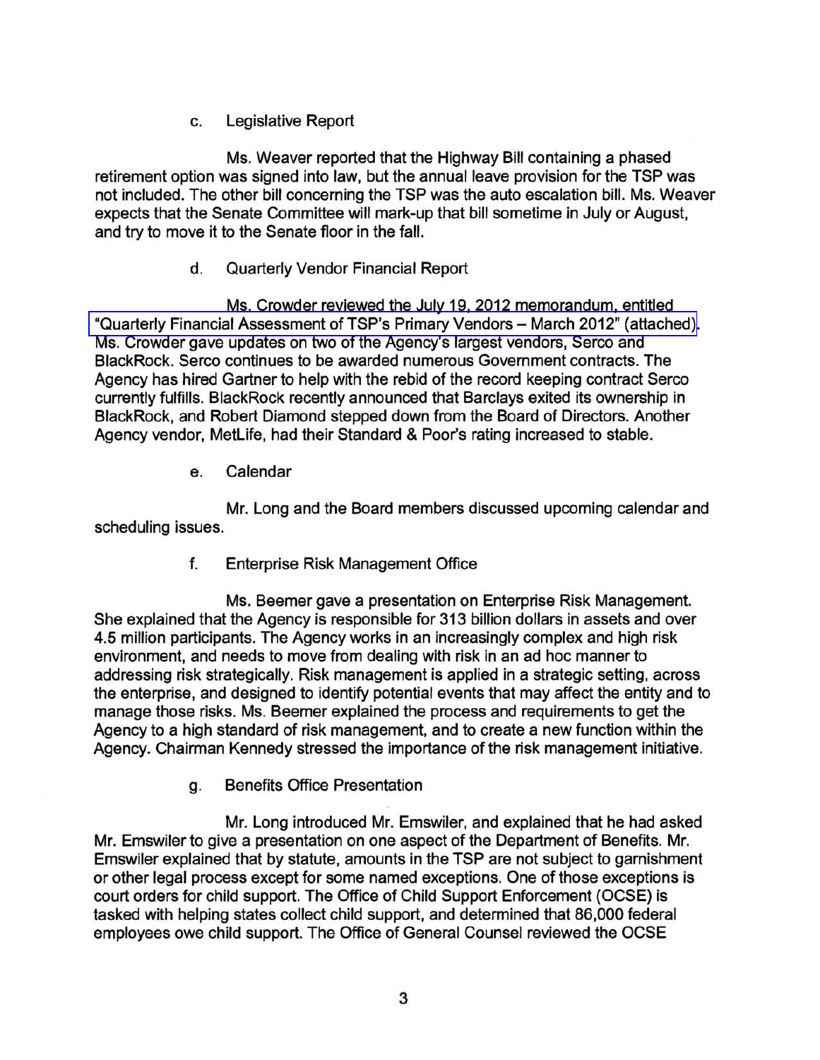c. Legislative Report

Ms. Weaver reported that the Highway Bill containing a phased retirement option was signed into law, but the annual leave provision for the TSP was not included. The other bill concerning the TSP was the auto escalation bill. Ms. Weaver expects that the Senate Committee will mark-up that bill sometime in July or August, and try to move it to the Senate floor in the fall.

d. Quarterly Vendor Financial Report

Ms. Crowder reviewed the July 19, 2012 memorandum, entitled "Quarterly Financial Assessment of TSP's Primary Vendors – March 2012" (attached). Ms. Crowder gave updates on two of the Agency's largest vendors, Serco and BlackRock. Serco continues to be awarded numerous Government contracts. The Agency has hired Gartner to help with the rebid of the record keeping contract Serco currently fulfills. BlackRock recently announced that Barclays exited its ownership in BlackRock, and Robert Diamond stepped down from the Board of Directors. Another Agency vendor, MetLife, had their Standard & Poor's rating increased to stable.

e. Calendar

Mr. Long and the Board members discussed upcoming calendar and scheduling issues.

f. Enterprise Risk Management Office

Ms. Beemer gave a presentation on Enterprise Risk Management. She explained that the Agency is responsible for 313 billion dollars in assets and over 4.5 million participants. The Agency works in an increasingly complex and high risk environment, and needs to move from dealing with risk in an ad hoc manner to addressing risk strategically. Risk management is applied in a strategic setting, across the enterprise, and designed to identify potential events that may affect the entity and to manage those risks. Ms. Beemer explained the process and requirements to get the Agency to a high standard of risk management, and to create a new function within the Agency. Chairman Kennedy stressed the importance of the risk management initiative.

g. Benefits Office Presentation

Mr. Long introduced Mr. Emswiler, and explained that he had asked Mr. Emswiler to give a presentation on one aspect of the Department of Benefits. Mr. Emswiler explained that by statute, amounts in the TSP are not subject to garnishment or other legal process except for some named exceptions. One of those exceptions is court orders for child support. The Office of Child Support Enforcement (OCSE) is tasked with helping states collect child support, and determined that 86,000 federal employees owe child support. The Office of General Counsel reviewed the OCSE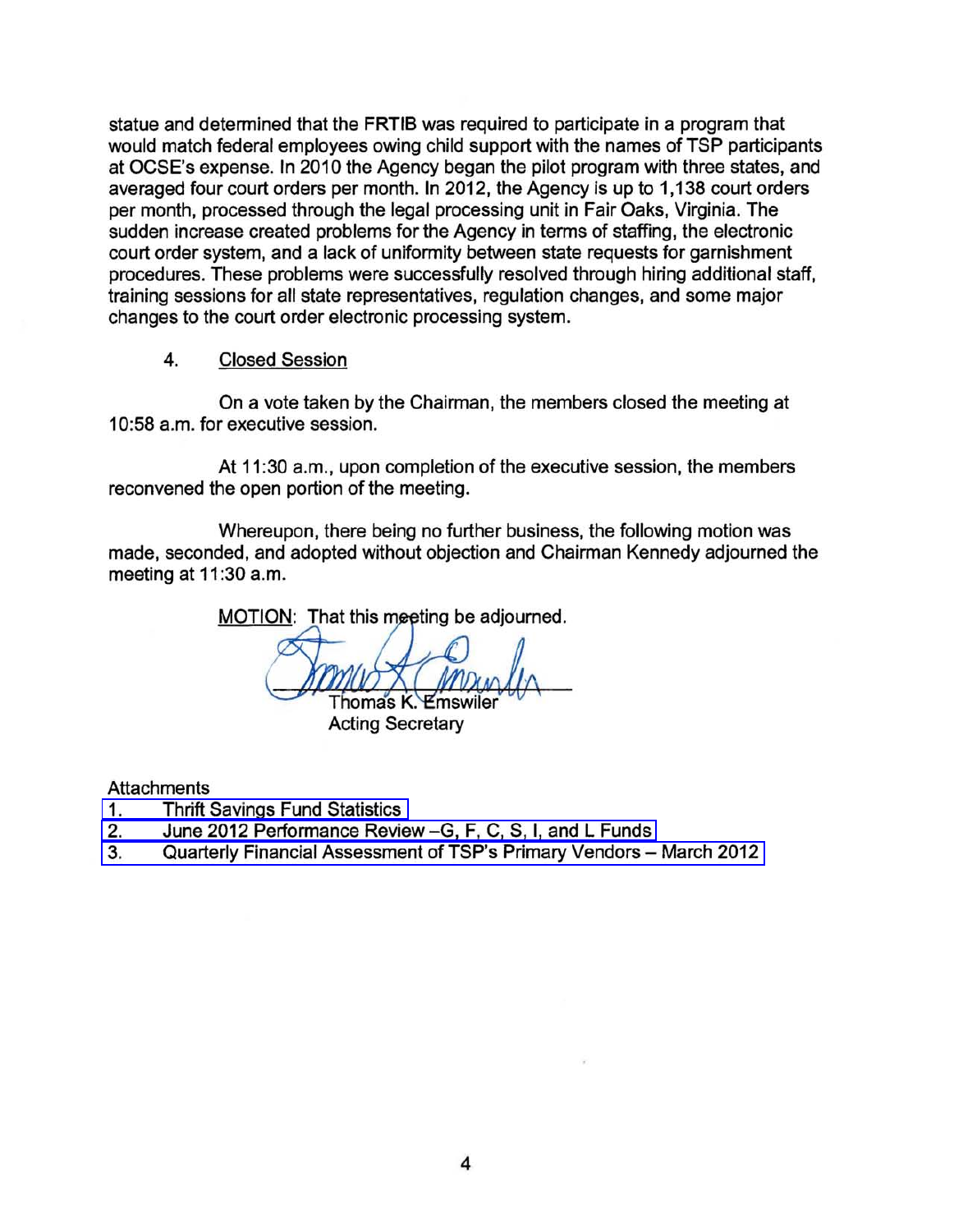statue and determined that the FRTIB was required to participate in a program that would match federal employees owing child support with the names of TSP participants at OCSE's expense. In 2010 the Agency began the pilot program with three states, and averaged four court orders per month. In 2012, the Agency is up to 1,138 court orders per month, processed through the legal processing unit in Fair Oaks, Virginia. The sudden increase created problems for the Agency in terms of staffing, the electronic court order system, and a lack of uniformity between state requests for garnishment procedures. These problems were successfully resolved through hiring additional staff, training sessions for all state representatives, regulation changes, and some major changes to the court order electronic processing system.

4. Closed Session

On a vote taken by the Chairman, the members closed the meeting at 10:58 a.m. for executive session.

At 11:30 a.m., upon completion of the executive session, the members reconvened the open portion of the meeting.

Whereupon, there being no further business, the following motion was made, seconded, and adopted without objection and Chairman Kennedy adjourned the meeting at 11:30 a.m.

MOTION: That this meeting be adjourned.

Thomas K. Emswiler
Acting Secretary

Attachments

1. Thrift Savings Fund Statistics
2. June 2012 Performance Review –G, F, C, S, I, and L Funds
3. Quarterly Financial Assessment of TSP's Primary Vendors – March 2012